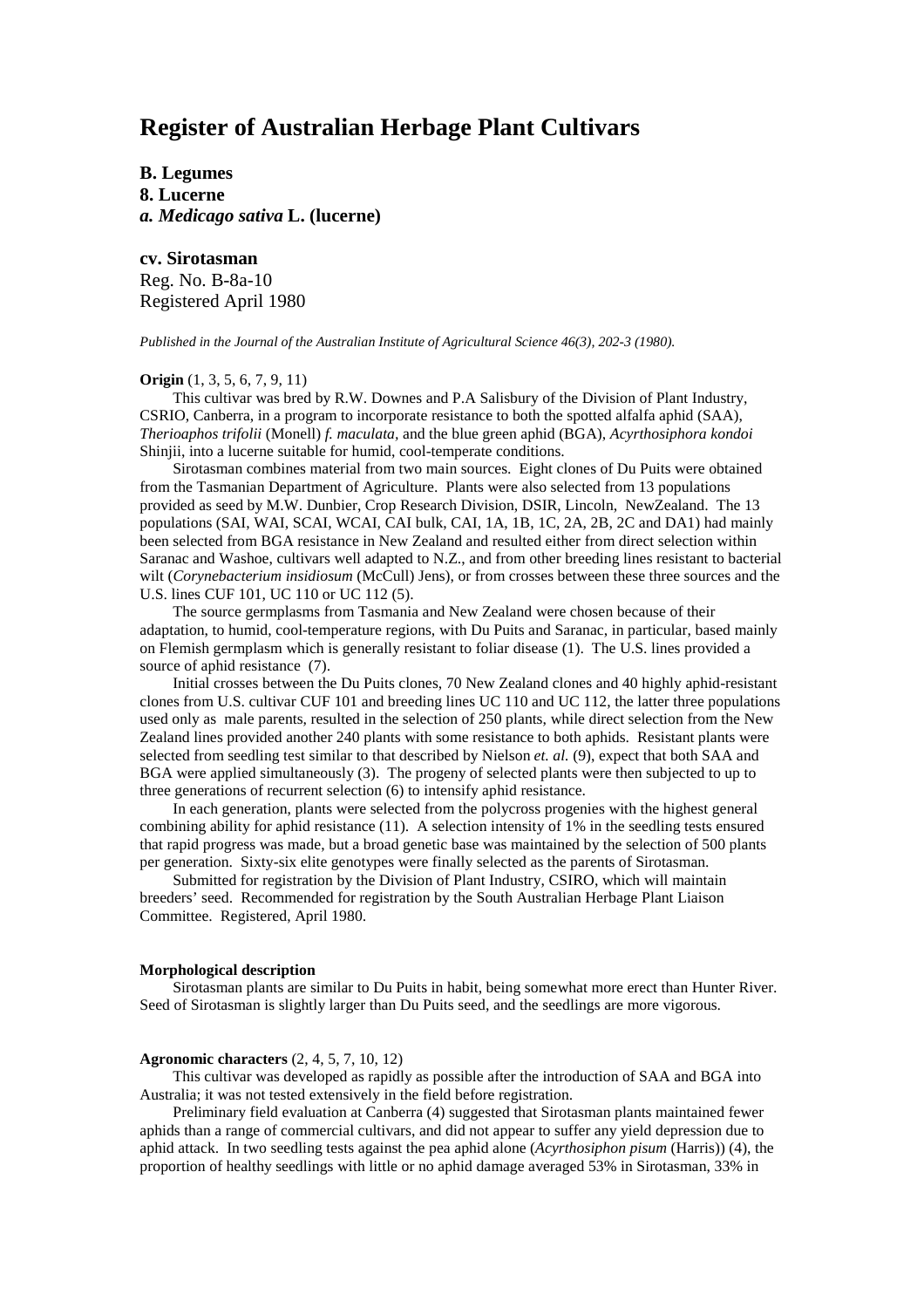# Register of Australian Herbage Plant Cultivars

**B. Legumes**
**8. Lucerne**
***a. Medicago sativa* L. (lucerne)**

**cv. Sirotasman**
Reg. No. B-8a-10
Registered April 1980

*Published in the Journal of the Australian Institute of Agricultural Science 46(3), 202-3 (1980).*

**Origin** (1, 3, 5, 6, 7, 9, 11)

This cultivar was bred by R.W. Downes and P.A Salisbury of the Division of Plant Industry, CSRIO, Canberra, in a program to incorporate resistance to both the spotted alfalfa aphid (SAA), *Therioaphos trifolii* (Monell) *f. maculata,* and the blue green aphid (BGA), *Acyrthosiphora kondoi* Shinjii, into a lucerne suitable for humid, cool-temperate conditions.

Sirotasman combines material from two main sources. Eight clones of Du Puits were obtained from the Tasmanian Department of Agriculture. Plants were also selected from 13 populations provided as seed by M.W. Dunbier, Crop Research Division, DSIR, Lincoln, NewZealand. The 13 populations (SAI, WAI, SCAI, WCAI, CAI bulk, CAI, 1A, 1B, 1C, 2A, 2B, 2C and DA1) had mainly been selected from BGA resistance in New Zealand and resulted either from direct selection within Saranac and Washoe, cultivars well adapted to N.Z., and from other breeding lines resistant to bacterial wilt (*Corynebacterium insidiosum* (McCull) Jens), or from crosses between these three sources and the U.S. lines CUF 101, UC 110 or UC 112 (5).

The source germplasms from Tasmania and New Zealand were chosen because of their adaptation, to humid, cool-temperature regions, with Du Puits and Saranac, in particular, based mainly on Flemish germplasm which is generally resistant to foliar disease (1). The U.S. lines provided a source of aphid resistance (7).

Initial crosses between the Du Puits clones, 70 New Zealand clones and 40 highly aphid-resistant clones from U.S. cultivar CUF 101 and breeding lines UC 110 and UC 112, the latter three populations used only as male parents, resulted in the selection of 250 plants, while direct selection from the New Zealand lines provided another 240 plants with some resistance to both aphids. Resistant plants were selected from seedling test similar to that described by Nielson *et. al.* (9), expect that both SAA and BGA were applied simultaneously (3). The progeny of selected plants were then subjected to up to three generations of recurrent selection (6) to intensify aphid resistance.

In each generation, plants were selected from the polycross progenies with the highest general combining ability for aphid resistance (11). A selection intensity of 1% in the seedling tests ensured that rapid progress was made, but a broad genetic base was maintained by the selection of 500 plants per generation. Sixty-six elite genotypes were finally selected as the parents of Sirotasman.

Submitted for registration by the Division of Plant Industry, CSIRO, which will maintain breeders' seed. Recommended for registration by the South Australian Herbage Plant Liaison Committee. Registered, April 1980.

**Morphological description**

Sirotasman plants are similar to Du Puits in habit, being somewhat more erect than Hunter River. Seed of Sirotasman is slightly larger than Du Puits seed, and the seedlings are more vigorous.

**Agronomic characters** (2, 4, 5, 7, 10, 12)

This cultivar was developed as rapidly as possible after the introduction of SAA and BGA into Australia; it was not tested extensively in the field before registration.

Preliminary field evaluation at Canberra (4) suggested that Sirotasman plants maintained fewer aphids than a range of commercial cultivars, and did not appear to suffer any yield depression due to aphid attack. In two seedling tests against the pea aphid alone (*Acyrthosiphon pisum* (Harris)) (4), the proportion of healthy seedlings with little or no aphid damage averaged 53% in Sirotasman, 33% in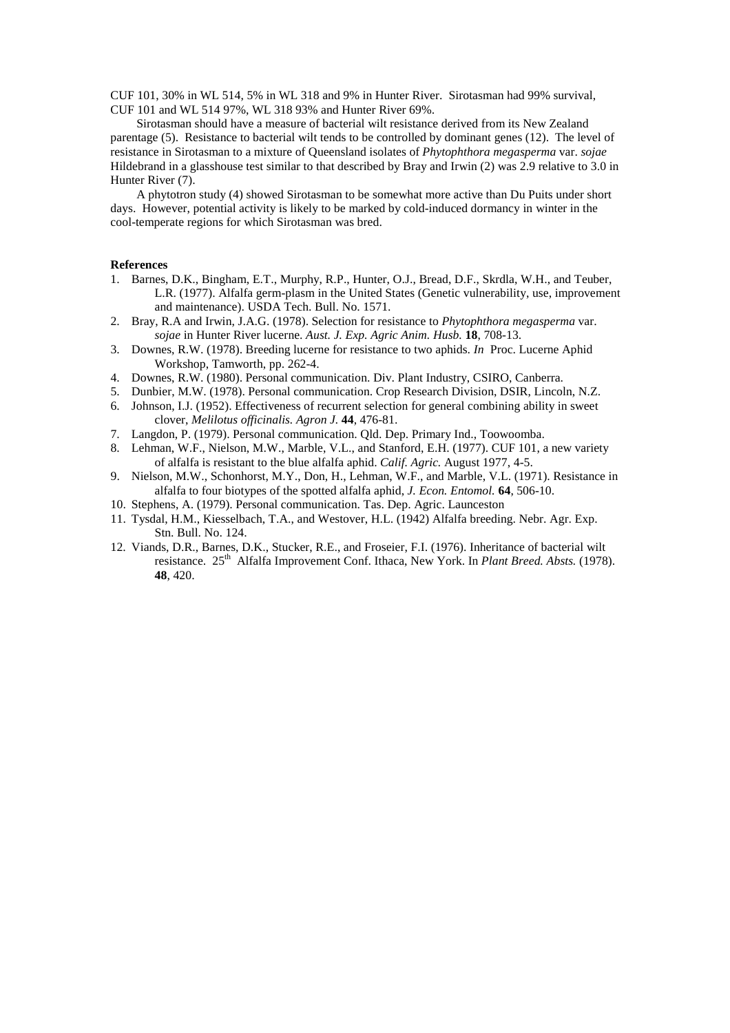CUF 101, 30% in WL 514, 5% in WL 318 and 9% in Hunter River. Sirotasman had 99% survival, CUF 101 and WL 514 97%, WL 318 93% and Hunter River 69%.

Sirotasman should have a measure of bacterial wilt resistance derived from its New Zealand parentage (5). Resistance to bacterial wilt tends to be controlled by dominant genes (12). The level of resistance in Sirotasman to a mixture of Queensland isolates of *Phytophthora megasperma* var. *sojae* Hildebrand in a glasshouse test similar to that described by Bray and Irwin (2) was 2.9 relative to 3.0 in Hunter River (7).

A phytotron study (4) showed Sirotasman to be somewhat more active than Du Puits under short days. However, potential activity is likely to be marked by cold-induced dormancy in winter in the cool-temperate regions for which Sirotasman was bred.

**References**

1. Barnes, D.K., Bingham, E.T., Murphy, R.P., Hunter, O.J., Bread, D.F., Skrdla, W.H., and Teuber, L.R. (1977). Alfalfa germ-plasm in the United States (Genetic vulnerability, use, improvement and maintenance). USDA Tech. Bull. No. 1571.
2. Bray, R.A and Irwin, J.A.G. (1978). Selection for resistance to *Phytophthora megasperma* var. *sojae* in Hunter River lucerne. *Aust. J. Exp. Agric Anim. Husb.* **18**, 708-13.
3. Downes, R.W. (1978). Breeding lucerne for resistance to two aphids. *In* Proc. Lucerne Aphid Workshop, Tamworth, pp. 262-4.
4. Downes, R.W. (1980). Personal communication. Div. Plant Industry, CSIRO, Canberra.
5. Dunbier, M.W. (1978). Personal communication. Crop Research Division, DSIR, Lincoln, N.Z.
6. Johnson, I.J. (1952). Effectiveness of recurrent selection for general combining ability in sweet clover, *Melilotus officinalis. Agron J.* **44**, 476-81.
7. Langdon, P. (1979). Personal communication. Qld. Dep. Primary Ind., Toowoomba.
8. Lehman, W.F., Nielson, M.W., Marble, V.L., and Stanford, E.H. (1977). CUF 101, a new variety of alfalfa is resistant to the blue alfalfa aphid. *Calif. Agric.* August 1977, 4-5.
9. Nielson, M.W., Schonhorst, M.Y., Don, H., Lehman, W.F., and Marble, V.L. (1971). Resistance in alfalfa to four biotypes of the spotted alfalfa aphid, *J. Econ. Entomol.* **64**, 506-10.
10. Stephens, A. (1979). Personal communication. Tas. Dep. Agric. Launceston
11. Tysdal, H.M., Kiesselbach, T.A., and Westover, H.L. (1942) Alfalfa breeding. Nebr. Agr. Exp. Stn. Bull. No. 124.
12. Viands, D.R., Barnes, D.K., Stucker, R.E., and Froseier, F.I. (1976). Inheritance of bacterial wilt resistance. 25th Alfalfa Improvement Conf. Ithaca, New York. In *Plant Breed. Absts.* (1978). **48**, 420.